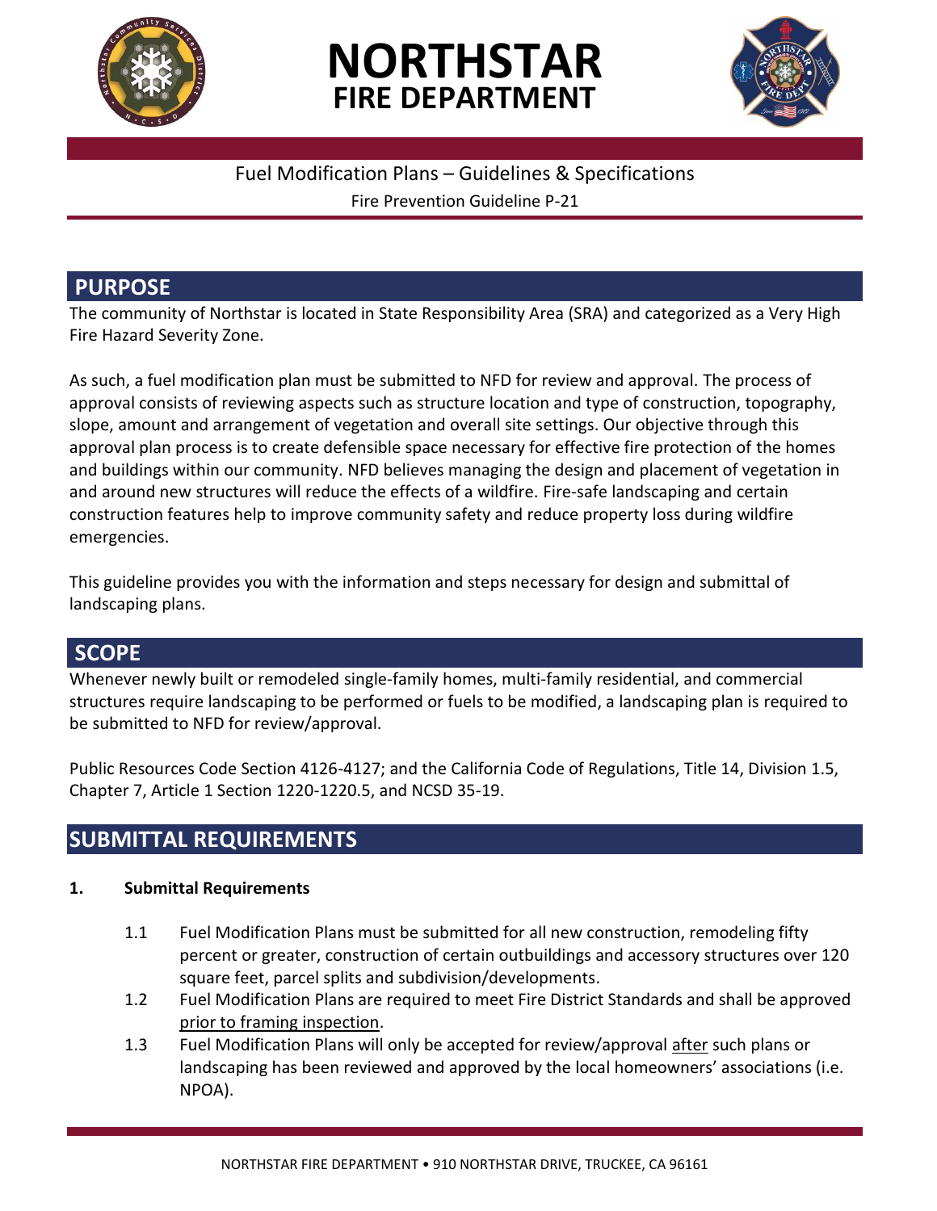# NORTHSTAR FIRE DEPARTMENT

Fuel Modification Plans – Guidelines & Specifications

Fire Prevention Guideline P-21

## PURPOSE

The community of Northstar is located in State Responsibility Area (SRA) and categorized as a Very High Fire Hazard Severity Zone.

As such, a fuel modification plan must be submitted to NFD for review and approval. The process of approval consists of reviewing aspects such as structure location and type of construction, topography, slope, amount and arrangement of vegetation and overall site settings. Our objective through this approval plan process is to create defensible space necessary for effective fire protection of the homes and buildings within our community. NFD believes managing the design and placement of vegetation in and around new structures will reduce the effects of a wildfire. Fire-safe landscaping and certain construction features help to improve community safety and reduce property loss during wildfire emergencies.

This guideline provides you with the information and steps necessary for design and submittal of landscaping plans.

## SCOPE

Whenever newly built or remodeled single-family homes, multi-family residential, and commercial structures require landscaping to be performed or fuels to be modified, a landscaping plan is required to be submitted to NFD for review/approval.

Public Resources Code Section 4126-4127; and the California Code of Regulations, Title 14, Division 1.5, Chapter 7, Article 1 Section 1220-1220.5, and NCSD 35-19.

## SUBMITTAL REQUIREMENTS

**1. Submittal Requirements**

1.1 Fuel Modification Plans must be submitted for all new construction, remodeling fifty percent or greater, construction of certain outbuildings and accessory structures over 120 square feet, parcel splits and subdivision/developments.

1.2 Fuel Modification Plans are required to meet Fire District Standards and shall be approved prior to framing inspection.

1.3 Fuel Modification Plans will only be accepted for review/approval after such plans or landscaping has been reviewed and approved by the local homeowners' associations (i.e. NPOA).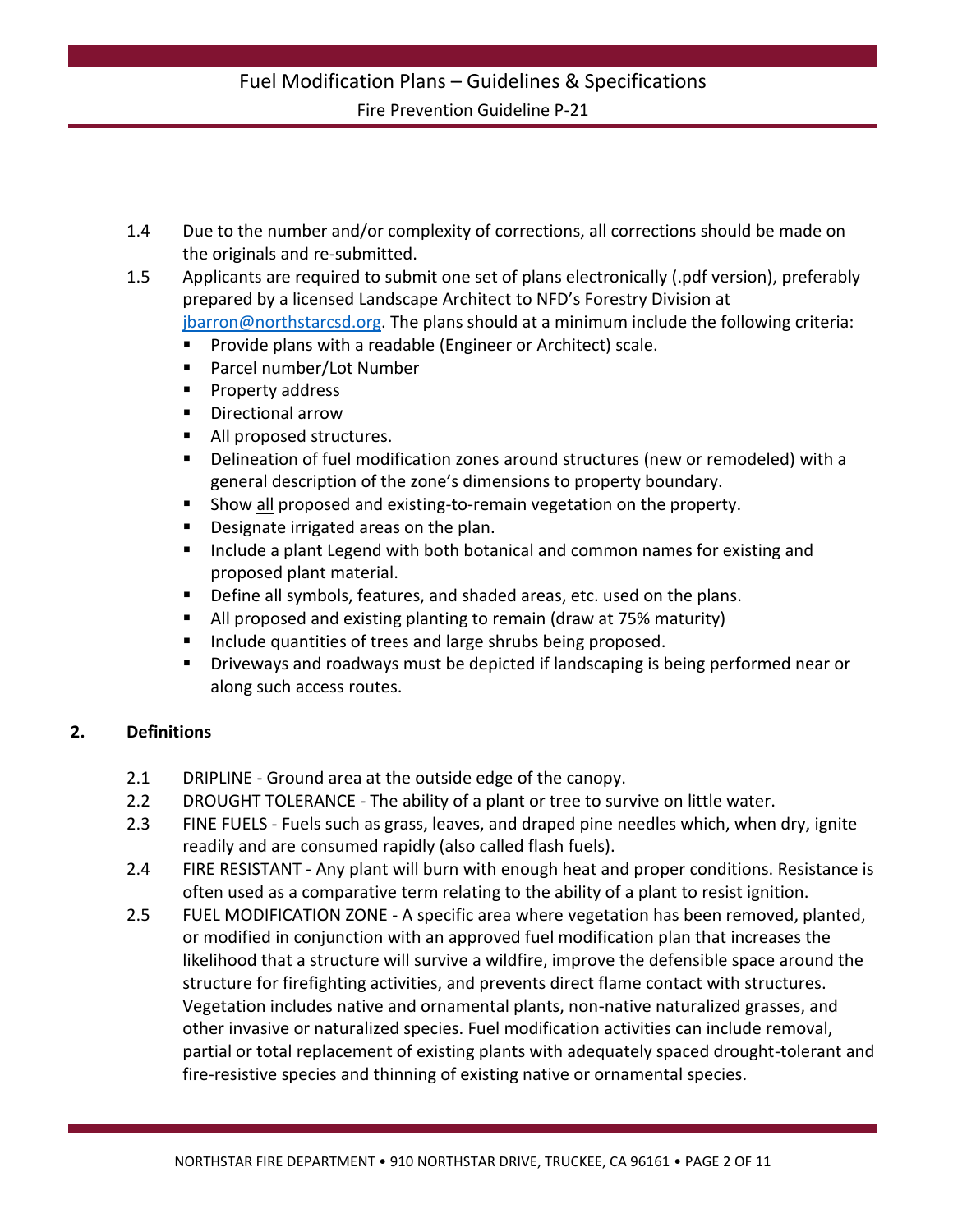1.4 Due to the number and/or complexity of corrections, all corrections should be made on the originals and re-submitted.

1.5 Applicants are required to submit one set of plans electronically (.pdf version), preferably prepared by a licensed Landscape Architect to NFD's Forestry Division at jbarron@northstarcsd.org. The plans should at a minimum include the following criteria:

- Provide plans with a readable (Engineer or Architect) scale.
- Parcel number/Lot Number
- Property address
- Directional arrow
- All proposed structures.
- Delineation of fuel modification zones around structures (new or remodeled) with a general description of the zone's dimensions to property boundary.
- Show <u>all</u> proposed and existing-to-remain vegetation on the property.
- Designate irrigated areas on the plan.
- Include a plant Legend with both botanical and common names for existing and proposed plant material.
- Define all symbols, features, and shaded areas, etc. used on the plans.
- All proposed and existing planting to remain (draw at 75% maturity)
- Include quantities of trees and large shrubs being proposed.
- Driveways and roadways must be depicted if landscaping is being performed near or along such access routes.

## 2. Definitions

2.1 DRIPLINE - Ground area at the outside edge of the canopy.

2.2 DROUGHT TOLERANCE - The ability of a plant or tree to survive on little water.

2.3 FINE FUELS - Fuels such as grass, leaves, and draped pine needles which, when dry, ignite readily and are consumed rapidly (also called flash fuels).

2.4 FIRE RESISTANT - Any plant will burn with enough heat and proper conditions. Resistance is often used as a comparative term relating to the ability of a plant to resist ignition.

2.5 FUEL MODIFICATION ZONE - A specific area where vegetation has been removed, planted, or modified in conjunction with an approved fuel modification plan that increases the likelihood that a structure will survive a wildfire, improve the defensible space around the structure for firefighting activities, and prevents direct flame contact with structures. Vegetation includes native and ornamental plants, non-native naturalized grasses, and other invasive or naturalized species. Fuel modification activities can include removal, partial or total replacement of existing plants with adequately spaced drought-tolerant and fire-resistive species and thinning of existing native or ornamental species.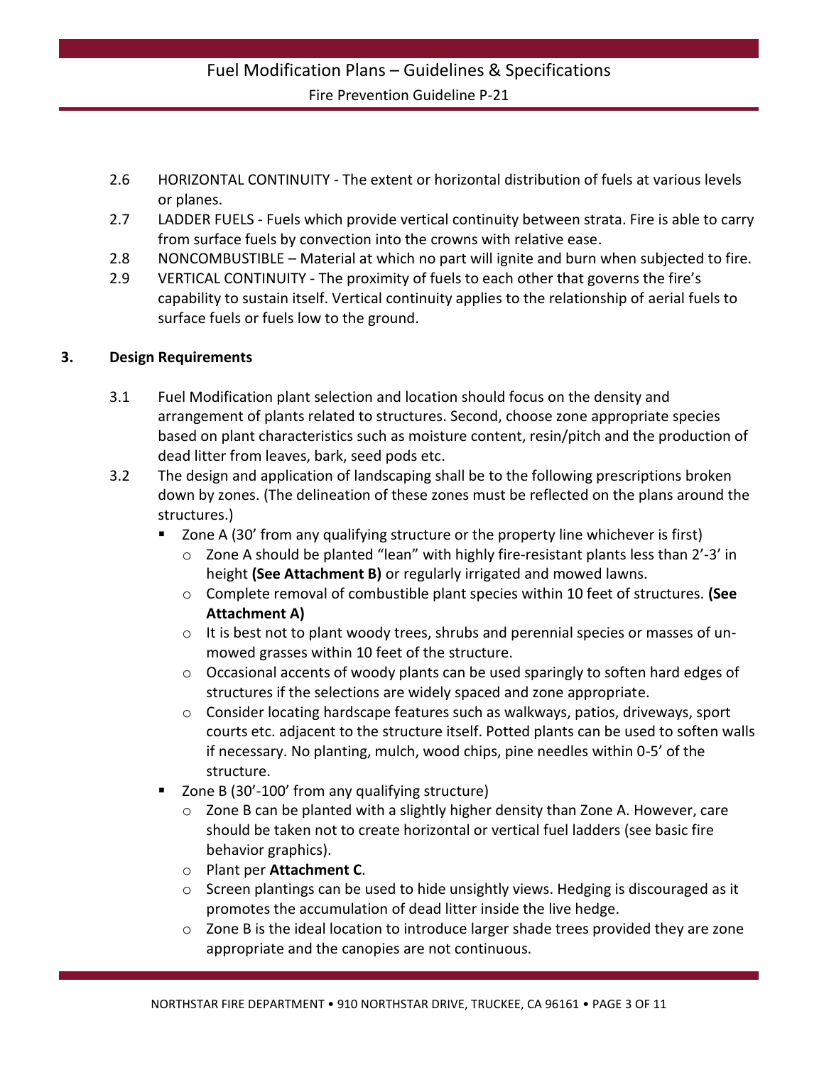2.6 HORIZONTAL CONTINUITY - The extent or horizontal distribution of fuels at various levels or planes.

2.7 LADDER FUELS - Fuels which provide vertical continuity between strata. Fire is able to carry from surface fuels by convection into the crowns with relative ease.

2.8 NONCOMBUSTIBLE – Material at which no part will ignite and burn when subjected to fire.

2.9 VERTICAL CONTINUITY - The proximity of fuels to each other that governs the fire's capability to sustain itself. Vertical continuity applies to the relationship of aerial fuels to surface fuels or fuels low to the ground.

## 3. Design Requirements

3.1 Fuel Modification plant selection and location should focus on the density and arrangement of plants related to structures. Second, choose zone appropriate species based on plant characteristics such as moisture content, resin/pitch and the production of dead litter from leaves, bark, seed pods etc.

3.2 The design and application of landscaping shall be to the following prescriptions broken down by zones. (The delineation of these zones must be reflected on the plans around the structures.)

- Zone A (30' from any qualifying structure or the property line whichever is first)
  - Zone A should be planted "lean" with highly fire-resistant plants less than 2'-3' in height **(See Attachment B)** or regularly irrigated and mowed lawns.
  - Complete removal of combustible plant species within 10 feet of structures. **(See Attachment A)**
  - It is best not to plant woody trees, shrubs and perennial species or masses of un-mowed grasses within 10 feet of the structure.
  - Occasional accents of woody plants can be used sparingly to soften hard edges of structures if the selections are widely spaced and zone appropriate.
  - Consider locating hardscape features such as walkways, patios, driveways, sport courts etc. adjacent to the structure itself. Potted plants can be used to soften walls if necessary. No planting, mulch, wood chips, pine needles within 0-5' of the structure.
- Zone B (30'-100' from any qualifying structure)
  - Zone B can be planted with a slightly higher density than Zone A. However, care should be taken not to create horizontal or vertical fuel ladders (see basic fire behavior graphics).
  - Plant per **Attachment C**.
  - Screen plantings can be used to hide unsightly views. Hedging is discouraged as it promotes the accumulation of dead litter inside the live hedge.
  - Zone B is the ideal location to introduce larger shade trees provided they are zone appropriate and the canopies are not continuous.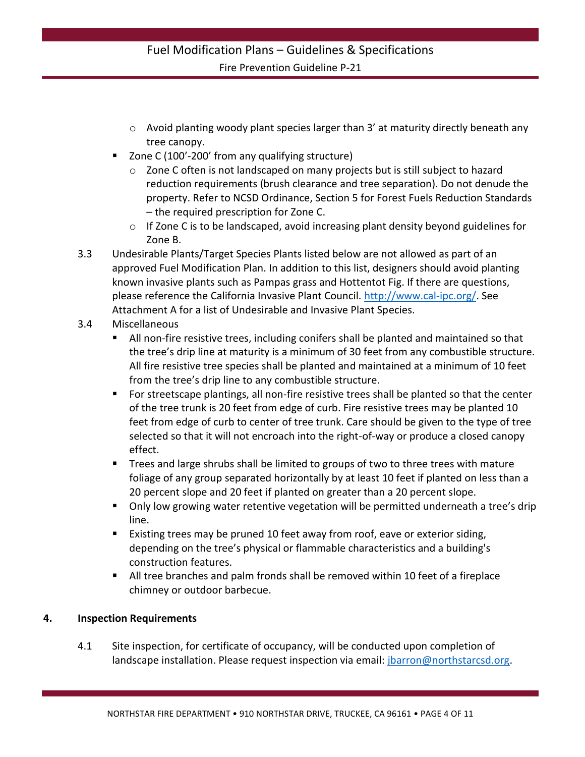- Avoid planting woody plant species larger than 3' at maturity directly beneath any tree canopy.

- Zone C (100'-200' from any qualifying structure)
  - Zone C often is not landscaped on many projects but is still subject to hazard reduction requirements (brush clearance and tree separation). Do not denude the property. Refer to NCSD Ordinance, Section 5 for Forest Fuels Reduction Standards – the required prescription for Zone C.
  - If Zone C is to be landscaped, avoid increasing plant density beyond guidelines for Zone B.

3.3 Undesirable Plants/Target Species Plants listed below are not allowed as part of an approved Fuel Modification Plan. In addition to this list, designers should avoid planting known invasive plants such as Pampas grass and Hottentot Fig. If there are questions, please reference the California Invasive Plant Council. http://www.cal-ipc.org/. See Attachment A for a list of Undesirable and Invasive Plant Species.

3.4 Miscellaneous

- All non-fire resistive trees, including conifers shall be planted and maintained so that the tree's drip line at maturity is a minimum of 30 feet from any combustible structure. All fire resistive tree species shall be planted and maintained at a minimum of 10 feet from the tree's drip line to any combustible structure.
- For streetscape plantings, all non-fire resistive trees shall be planted so that the center of the tree trunk is 20 feet from edge of curb. Fire resistive trees may be planted 10 feet from edge of curb to center of tree trunk. Care should be given to the type of tree selected so that it will not encroach into the right-of-way or produce a closed canopy effect.
- Trees and large shrubs shall be limited to groups of two to three trees with mature foliage of any group separated horizontally by at least 10 feet if planted on less than a 20 percent slope and 20 feet if planted on greater than a 20 percent slope.
- Only low growing water retentive vegetation will be permitted underneath a tree's drip line.
- Existing trees may be pruned 10 feet away from roof, eave or exterior siding, depending on the tree's physical or flammable characteristics and a building's construction features.
- All tree branches and palm fronds shall be removed within 10 feet of a fireplace chimney or outdoor barbecue.

## 4. Inspection Requirements

4.1 Site inspection, for certificate of occupancy, will be conducted upon completion of landscape installation. Please request inspection via email: jbarron@northstarcsd.org.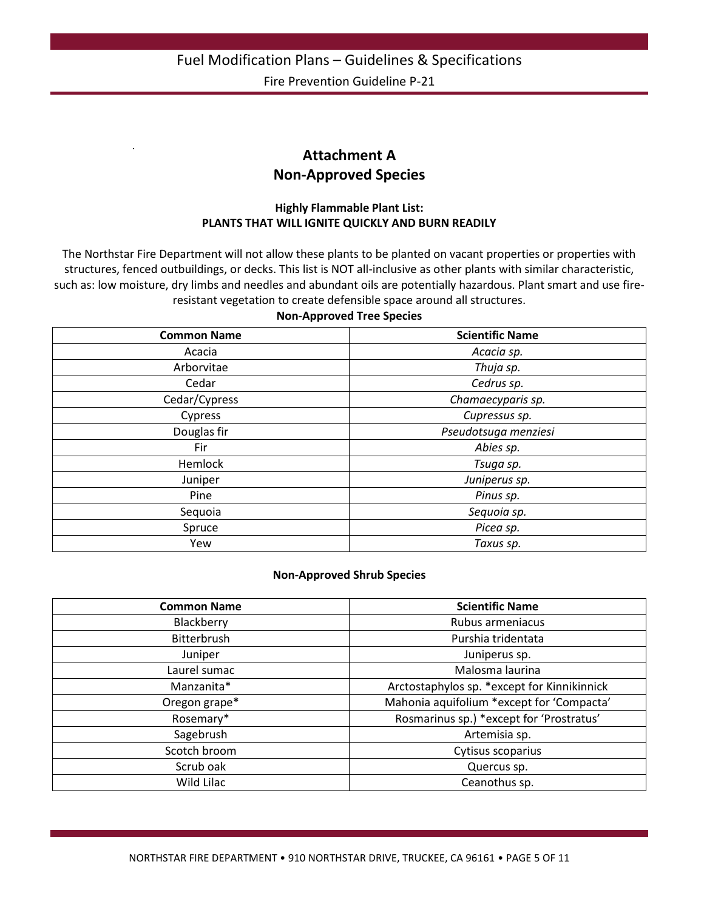## Attachment A
## Non-Approved Species

### Highly Flammable Plant List: PLANTS THAT WILL IGNITE QUICKLY AND BURN READILY

The Northstar Fire Department will not allow these plants to be planted on vacant properties or properties with structures, fenced outbuildings, or decks. This list is NOT all-inclusive as other plants with similar characteristic, such as: low moisture, dry limbs and needles and abundant oils are potentially hazardous. Plant smart and use fire-resistant vegetation to create defensible space around all structures.

**Non-Approved Tree Species**

| Common Name | Scientific Name |
|---|---|
| Acacia | *Acacia sp.* |
| Arborvitae | *Thuja sp.* |
| Cedar | *Cedrus sp.* |
| Cedar/Cypress | *Chamaecyparis sp.* |
| Cypress | *Cupressus sp.* |
| Douglas fir | *Pseudotsuga menziesi* |
| Fir | *Abies sp.* |
| Hemlock | *Tsuga sp.* |
| Juniper | *Juniperus sp.* |
| Pine | *Pinus sp.* |
| Sequoia | *Sequoia sp.* |
| Spruce | *Picea sp.* |
| Yew | *Taxus sp.* |

**Non-Approved Shrub Species**

| Common Name | Scientific Name |
|---|---|
| Blackberry | Rubus armeniacus |
| Bitterbrush | Purshia tridentata |
| Juniper | Juniperus sp. |
| Laurel sumac | Malosma laurina |
| Manzanita* | Arctostaphylos sp. *except for Kinnikinnick |
| Oregon grape* | Mahonia aquifolium *except for 'Compacta' |
| Rosemary* | Rosmarinus sp.) *except for 'Prostratus' |
| Sagebrush | Artemisia sp. |
| Scotch broom | Cytisus scoparius |
| Scrub oak | Quercus sp. |
| Wild Lilac | Ceanothus sp. |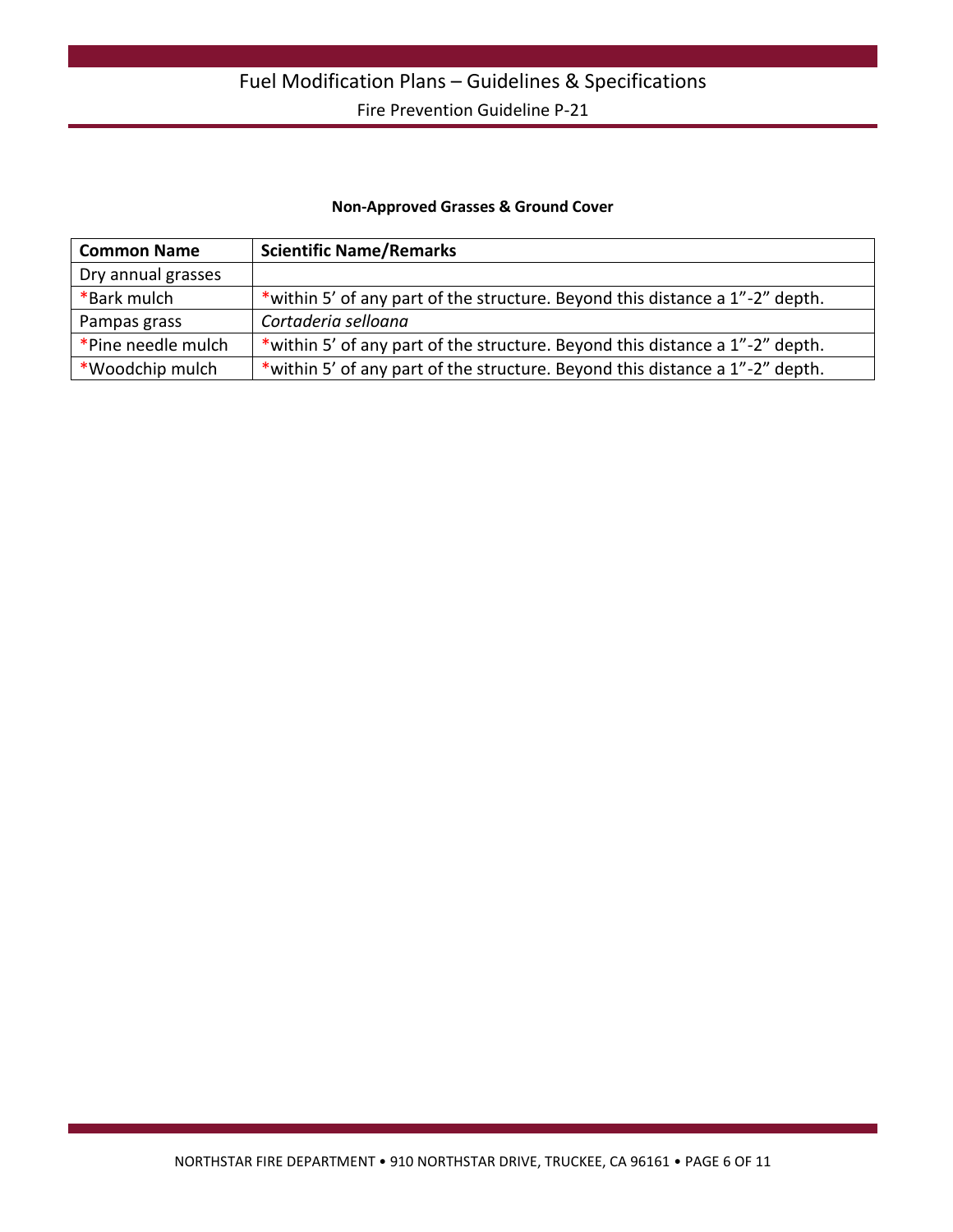**Non-Approved Grasses & Ground Cover**

| Common Name | Scientific Name/Remarks |
| --- | --- |
| Dry annual grasses | |
| *Bark mulch | *within 5' of any part of the structure. Beyond this distance a 1"-2" depth. |
| Pampas grass | *Cortaderia selloana* |
| *Pine needle mulch | *within 5' of any part of the structure. Beyond this distance a 1"-2" depth. |
| *Woodchip mulch | *within 5' of any part of the structure. Beyond this distance a 1"-2" depth. |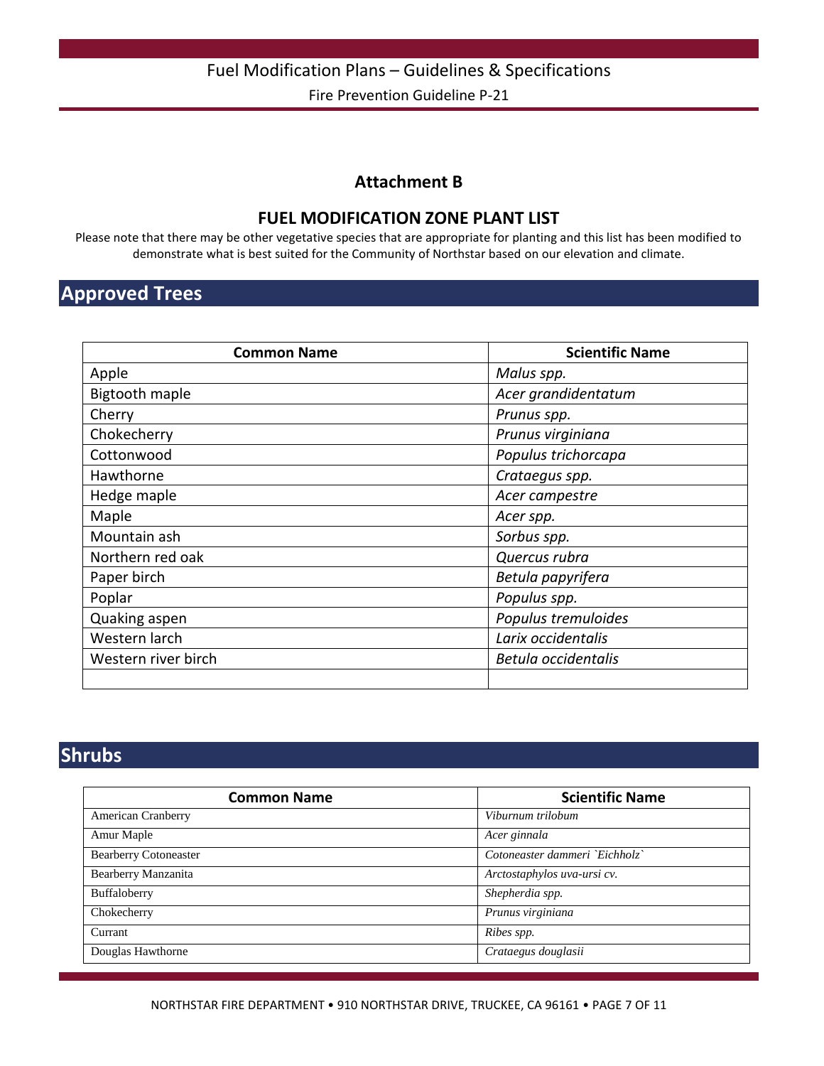## Attachment B

## FUEL MODIFICATION ZONE PLANT LIST

Please note that there may be other vegetative species that are appropriate for planting and this list has been modified to demonstrate what is best suited for the Community of Northstar based on our elevation and climate.

# Approved Trees

| Common Name | Scientific Name |
|---|---|
| Apple | *Malus spp.* |
| Bigtooth maple | *Acer grandidentatum* |
| Cherry | *Prunus spp.* |
| Chokecherry | *Prunus virginiana* |
| Cottonwood | *Populus trichorcapa* |
| Hawthorne | *Crataegus spp.* |
| Hedge maple | *Acer campestre* |
| Maple | *Acer spp.* |
| Mountain ash | *Sorbus spp.* |
| Northern red oak | *Quercus rubra* |
| Paper birch | *Betula papyrifera* |
| Poplar | *Populus spp.* |
| Quaking aspen | *Populus tremuloides* |
| Western larch | *Larix occidentalis* |
| Western river birch | *Betula occidentalis* |
| | |

# Shrubs

| Common Name | Scientific Name |
|---|---|
| American Cranberry | *Viburnum trilobum* |
| Amur Maple | *Acer ginnala* |
| Bearberry Cotoneaster | *Cotoneaster dammeri `Eichholz`* |
| Bearberry Manzanita | *Arctostaphylos uva-ursi cv.* |
| Buffaloberry | *Shepherdia spp.* |
| Chokecherry | *Prunus virginiana* |
| Currant | *Ribes spp.* |
| Douglas Hawthorne | *Crataegus douglasii* |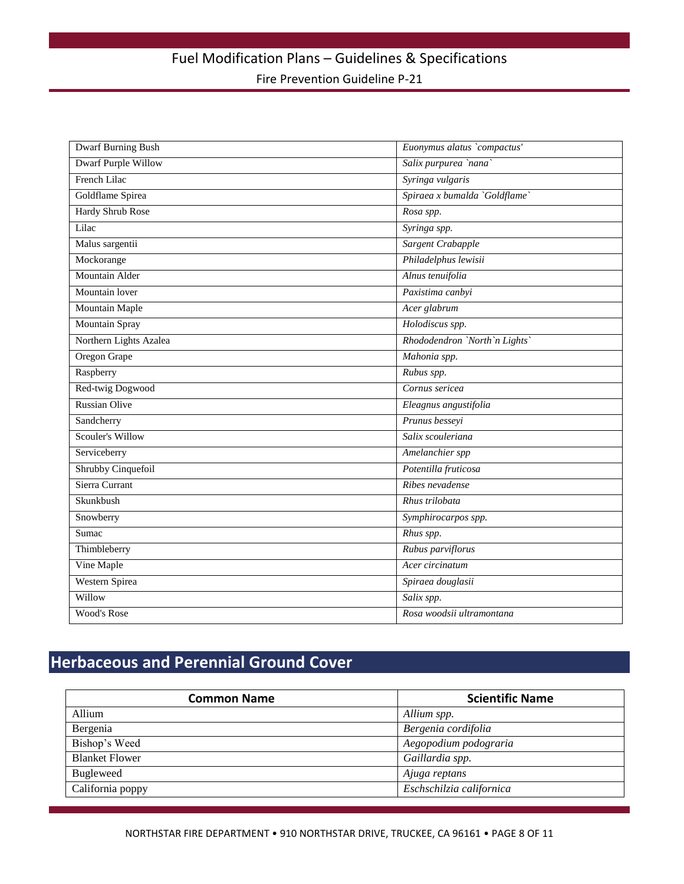| | |
|---|---|
| Dwarf Burning Bush | *Euonymus alatus `compactus'* |
| Dwarf Purple Willow | *Salix purpurea `nana`* |
| French Lilac | *Syringa vulgaris* |
| Goldflame Spirea | *Spiraea x bumalda `Goldflame`* |
| Hardy Shrub Rose | *Rosa spp.* |
| Lilac | *Syringa spp.* |
| Malus sargentii | *Sargent Crabapple* |
| Mockorange | *Philadelphus lewisii* |
| Mountain Alder | *Alnus tenuifolia* |
| Mountain lover | *Paxistima canbyi* |
| Mountain Maple | *Acer glabrum* |
| Mountain Spray | *Holodiscus spp.* |
| Northern Lights Azalea | *Rhododendron `North`n Lights`* |
| Oregon Grape | *Mahonia spp.* |
| Raspberry | *Rubus spp.* |
| Red-twig Dogwood | *Cornus sericea* |
| Russian Olive | *Eleagnus angustifolia* |
| Sandcherry | *Prunus besseyi* |
| Scouler's Willow | *Salix scouleriana* |
| Serviceberry | *Amelanchier spp* |
| Shrubby Cinquefoil | *Potentilla fruticosa* |
| Sierra Currant | *Ribes nevadense* |
| Skunkbush | *Rhus trilobata* |
| Snowberry | *Symphirocarpos spp.* |
| Sumac | *Rhus spp.* |
| Thimbleberry | *Rubus parviflorus* |
| Vine Maple | *Acer circinatum* |
| Western Spirea | *Spiraea douglasii* |
| Willow | *Salix spp.* |
| Wood's Rose | *Rosa woodsii ultramontana* |

## Herbaceous and Perennial Ground Cover

| Common Name | Scientific Name |
|---|---|
| Allium | *Allium spp.* |
| Bergenia | *Bergenia cordifolia* |
| Bishop's Weed | *Aegopodium podograria* |
| Blanket Flower | *Gaillardia spp.* |
| Bugleweed | *Ajuga reptans* |
| California poppy | *Eschschilzia californica* |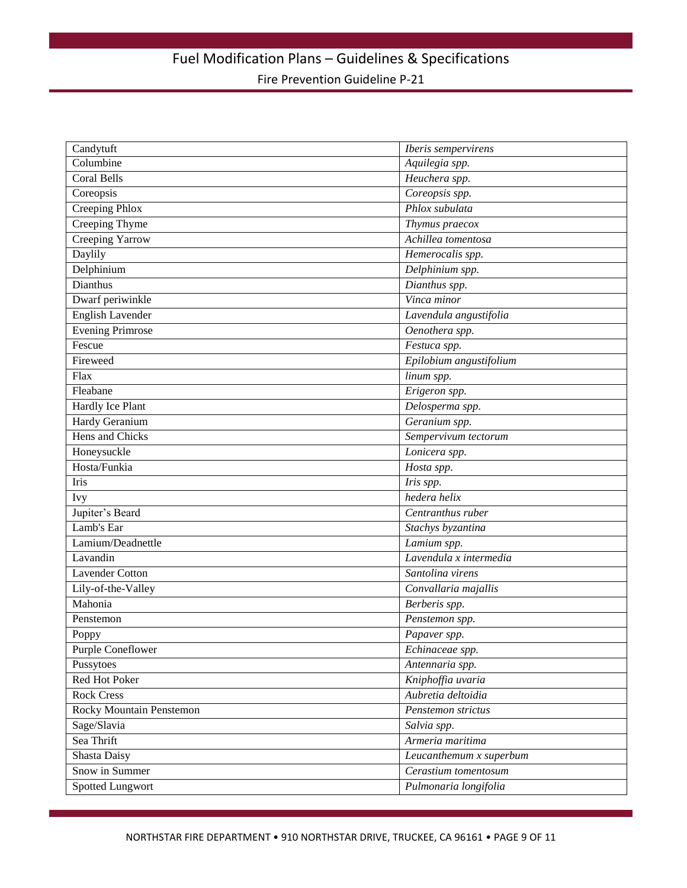| Candytuft | *Iberis sempervirens* |
|---|---|
| Columbine | *Aquilegia spp.* |
| Coral Bells | *Heuchera spp.* |
| Coreopsis | *Coreopsis spp.* |
| Creeping Phlox | *Phlox subulata* |
| Creeping Thyme | *Thymus praecox* |
| Creeping Yarrow | *Achillea tomentosa* |
| Daylily | *Hemerocalis spp.* |
| Delphinium | *Delphinium spp.* |
| Dianthus | *Dianthus spp.* |
| Dwarf periwinkle | *Vinca minor* |
| English Lavender | *Lavendula angustifolia* |
| Evening Primrose | *Oenothera spp.* |
| Fescue | *Festuca spp.* |
| Fireweed | *Epilobium angustifolium* |
| Flax | *linum spp.* |
| Fleabane | *Erigeron spp.* |
| Hardly Ice Plant | *Delosperma spp.* |
| Hardy Geranium | *Geranium spp.* |
| Hens and Chicks | *Sempervivum tectorum* |
| Honeysuckle | *Lonicera spp.* |
| Hosta/Funkia | *Hosta spp.* |
| Iris | *Iris spp.* |
| Ivy | *hedera helix* |
| Jupiter's Beard | *Centranthus ruber* |
| Lamb's Ear | *Stachys byzantina* |
| Lamium/Deadnettle | *Lamium spp.* |
| Lavandin | *Lavendula x intermedia* |
| Lavender Cotton | *Santolina virens* |
| Lily-of-the-Valley | *Convallaria majallis* |
| Mahonia | *Berberis spp.* |
| Penstemon | *Penstemon spp.* |
| Poppy | *Papaver spp.* |
| Purple Coneflower | *Echinaceae spp.* |
| Pussytoes | *Antennaria spp.* |
| Red Hot Poker | *Kniphoffia uvaria* |
| Rock Cress | *Aubretia deltoidia* |
| Rocky Mountain Penstemon | *Penstemon strictus* |
| Sage/Slavia | *Salvia spp.* |
| Sea Thrift | *Armeria maritima* |
| Shasta Daisy | *Leucanthemum x superbum* |
| Snow in Summer | *Cerastium tomentosum* |
| Spotted Lungwort | *Pulmonaria longifolia* |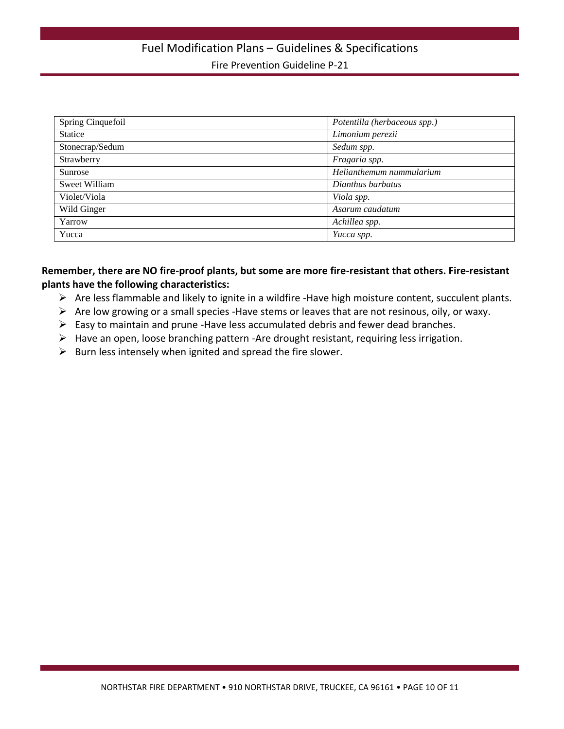| Spring Cinquefoil | *Potentilla (herbaceous spp.)* |
|---|---|
| Statice | *Limonium perezii* |
| Stonecrap/Sedum | *Sedum spp.* |
| Strawberry | *Fragaria spp.* |
| Sunrose | *Helianthemum nummularium* |
| Sweet William | *Dianthus barbatus* |
| Violet/Viola | *Viola spp.* |
| Wild Ginger | *Asarum caudatum* |
| Yarrow | *Achillea spp.* |
| Yucca | *Yucca spp.* |

**Remember, there are NO fire-proof plants, but some are more fire-resistant that others. Fire-resistant plants have the following characteristics:**

- Are less flammable and likely to ignite in a wildfire -Have high moisture content, succulent plants.
- Are low growing or a small species -Have stems or leaves that are not resinous, oily, or waxy.
- Easy to maintain and prune -Have less accumulated debris and fewer dead branches.
- Have an open, loose branching pattern -Are drought resistant, requiring less irrigation.
- Burn less intensely when ignited and spread the fire slower.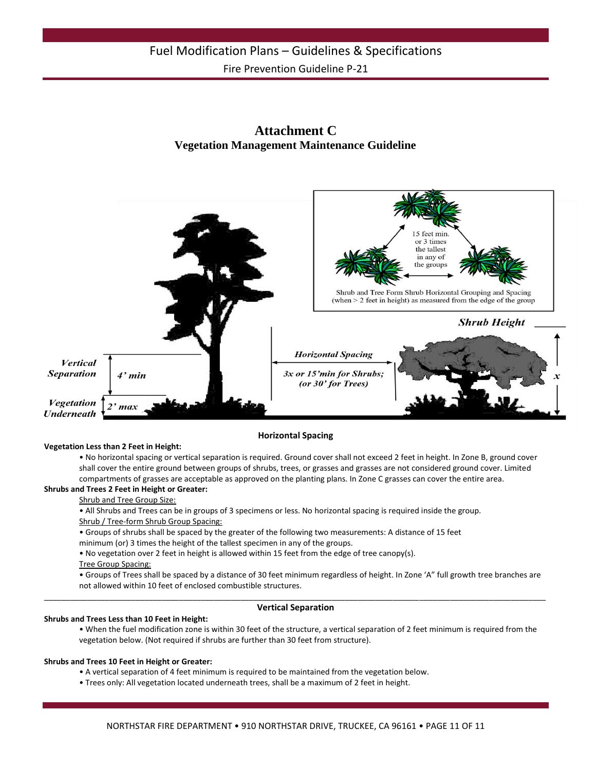# Attachment C

## Vegetation Management Maintenance Guideline

15 feet min. or 3 times the tallest in any of the groups

Shrub and Tree Form Shrub Horizontal Grouping and Spacing (when > 2 feet in height) as measured from the edge of the group

*Shrub Height*

*Vertical Separation* *4' min*

*Vegetation Underneath* *2' max*

*Horizontal Spacing*

*3x or 15'min for Shrubs; (or 30' for Trees)*

*x*

### Horizontal Spacing

**Vegetation Less than 2 Feet in Height:**

- No horizontal spacing or vertical separation is required. Ground cover shall not exceed 2 feet in height. In Zone B, ground cover shall cover the entire ground between groups of shrubs, trees, or grasses and grasses are not considered ground cover. Limited compartments of grasses are acceptable as approved on the planting plans. In Zone C grasses can cover the entire area.

**Shrubs and Trees 2 Feet in Height or Greater:**

Shrub and Tree Group Size:

- All Shrubs and Trees can be in groups of 3 specimens or less. No horizontal spacing is required inside the group.

Shrub / Tree-form Shrub Group Spacing:

- Groups of shrubs shall be spaced by the greater of the following two measurements: A distance of 15 feet minimum (or) 3 times the height of the tallest specimen in any of the groups.
- No vegetation over 2 feet in height is allowed within 15 feet from the edge of tree canopy(s).

Tree Group Spacing:

- Groups of Trees shall be spaced by a distance of 30 feet minimum regardless of height. In Zone 'A" full growth tree branches are not allowed within 10 feet of enclosed combustible structures.

---

### Vertical Separation

**Shrubs and Trees Less than 10 Feet in Height:**

- When the fuel modification zone is within 30 feet of the structure, a vertical separation of 2 feet minimum is required from the vegetation below. (Not required if shrubs are further than 30 feet from structure).

**Shrubs and Trees 10 Feet in Height or Greater:**

- A vertical separation of 4 feet minimum is required to be maintained from the vegetation below.
- Trees only: All vegetation located underneath trees, shall be a maximum of 2 feet in height.